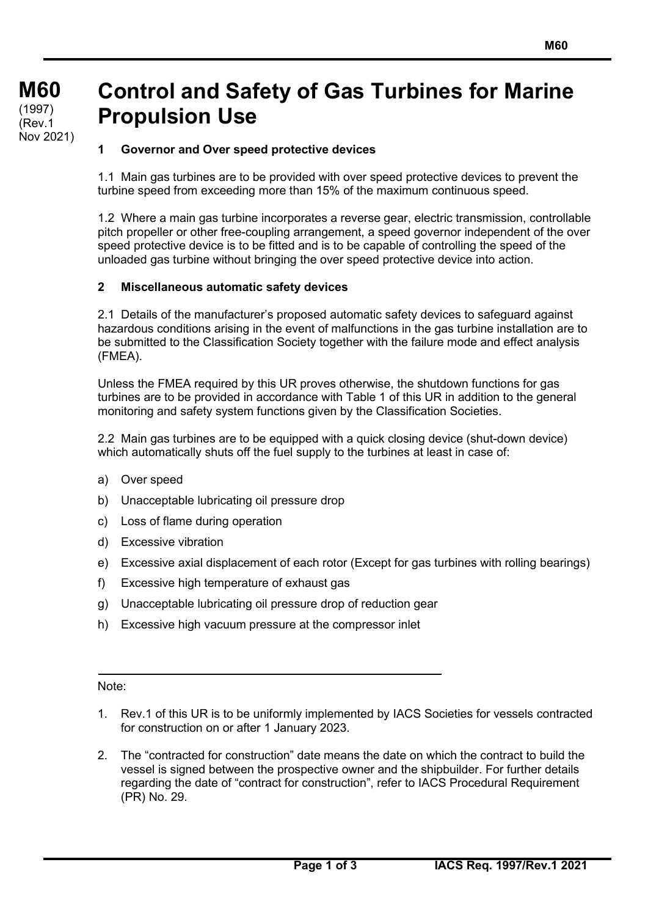# M60 (1997) (Rev.1 Nov 2021)

# Control and Safety of Gas Turbines for Marine Propulsion Use

## 1 Governor and Over speed protective devices

1.1 Main gas turbines are to be provided with over speed protective devices to prevent the turbine speed from exceeding more than 15% of the maximum continuous speed.

1.2 Where a main gas turbine incorporates a reverse gear, electric transmission, controllable pitch propeller or other free-coupling arrangement, a speed governor independent of the over speed protective device is to be fitted and is to be capable of controlling the speed of the unloaded gas turbine without bringing the over speed protective device into action.

## 2 Miscellaneous automatic safety devices

2.1 Details of the manufacturer's proposed automatic safety devices to safeguard against hazardous conditions arising in the event of malfunctions in the gas turbine installation are to be submitted to the Classification Society together with the failure mode and effect analysis (FMEA).

Unless the FMEA required by this UR proves otherwise, the shutdown functions for gas turbines are to be provided in accordance with Table 1 of this UR in addition to the general monitoring and safety system functions given by the Classification Societies.

2.2 Main gas turbines are to be equipped with a quick closing device (shut-down device) which automatically shuts off the fuel supply to the turbines at least in case of:

a) Over speed

b) Unacceptable lubricating oil pressure drop

c) Loss of flame during operation

d) Excessive vibration

e) Excessive axial displacement of each rotor (Except for gas turbines with rolling bearings)

f) Excessive high temperature of exhaust gas

g) Unacceptable lubricating oil pressure drop of reduction gear

h) Excessive high vacuum pressure at the compressor inlet

---

Note:

1. Rev.1 of this UR is to be uniformly implemented by IACS Societies for vessels contracted for construction on or after 1 January 2023.

2. The "contracted for construction" date means the date on which the contract to build the vessel is signed between the prospective owner and the shipbuilder. For further details regarding the date of "contract for construction", refer to IACS Procedural Requirement (PR) No. 29.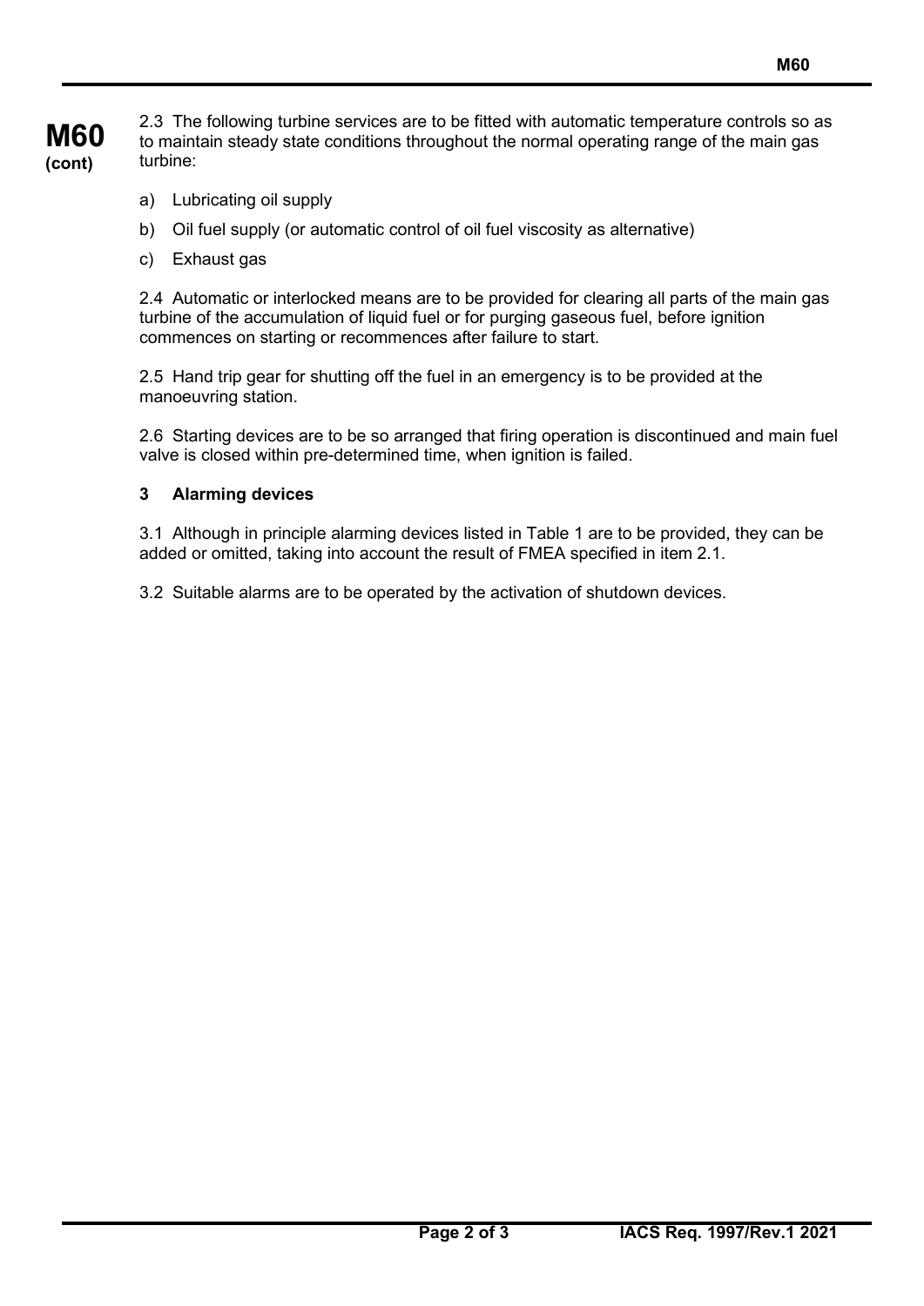2.3 The following turbine services are to be fitted with automatic temperature controls so as to maintain steady state conditions throughout the normal operating range of the main gas turbine:

a) Lubricating oil supply

b) Oil fuel supply (or automatic control of oil fuel viscosity as alternative)

c) Exhaust gas

2.4 Automatic or interlocked means are to be provided for clearing all parts of the main gas turbine of the accumulation of liquid fuel or for purging gaseous fuel, before ignition commences on starting or recommences after failure to start.

2.5 Hand trip gear for shutting off the fuel in an emergency is to be provided at the manoeuvring station.

2.6 Starting devices are to be so arranged that firing operation is discontinued and main fuel valve is closed within pre-determined time, when ignition is failed.

### 3 Alarming devices

3.1 Although in principle alarming devices listed in Table 1 are to be provided, they can be added or omitted, taking into account the result of FMEA specified in item 2.1.

3.2 Suitable alarms are to be operated by the activation of shutdown devices.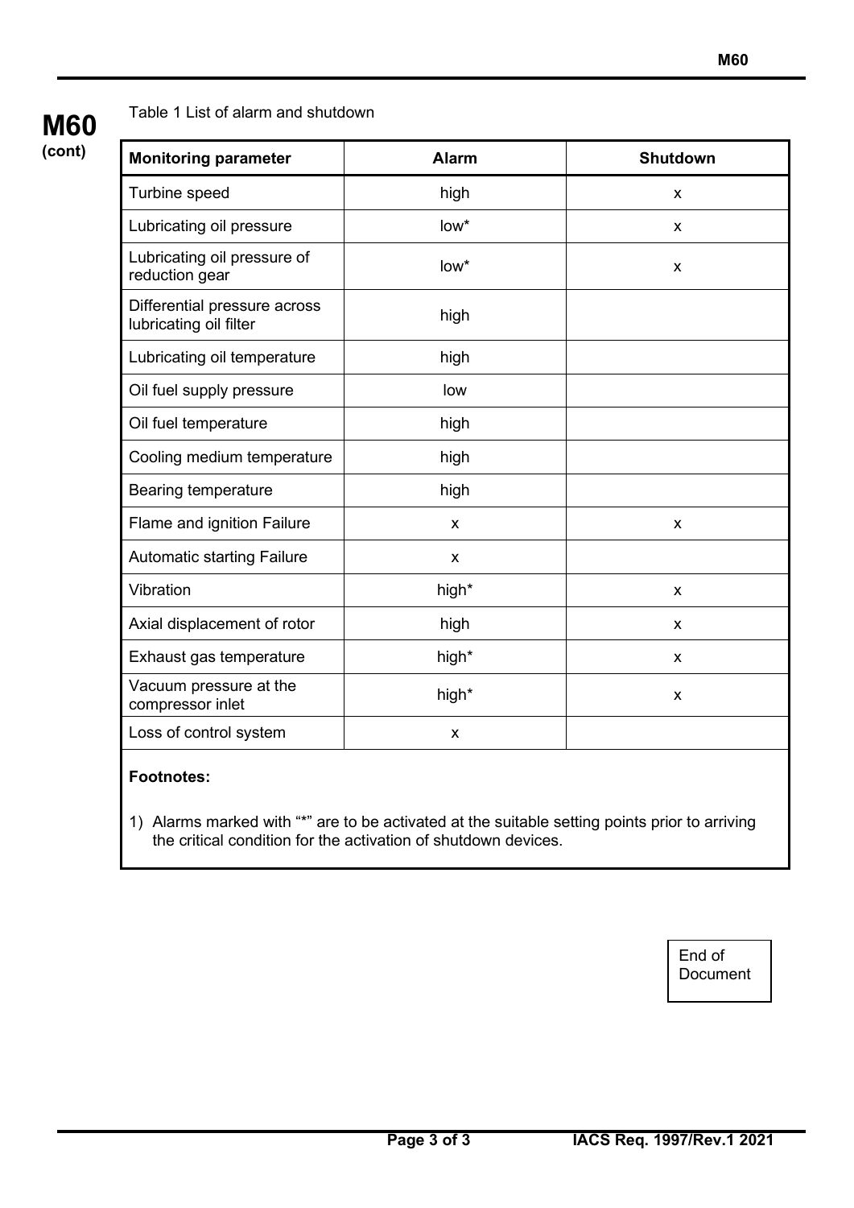**M60 (cont)**

Table 1 List of alarm and shutdown

| Monitoring parameter | Alarm | Shutdown |
|---|---|---|
| Turbine speed | high | x |
| Lubricating oil pressure | low* | x |
| Lubricating oil pressure of reduction gear | low* | x |
| Differential pressure across lubricating oil filter | high | |
| Lubricating oil temperature | high | |
| Oil fuel supply pressure | low | |
| Oil fuel temperature | high | |
| Cooling medium temperature | high | |
| Bearing temperature | high | |
| Flame and ignition Failure | x | x |
| Automatic starting Failure | x | |
| Vibration | high* | x |
| Axial displacement of rotor | high | x |
| Exhaust gas temperature | high* | x |
| Vacuum pressure at the compressor inlet | high* | x |
| Loss of control system | x | |

**Footnotes:**

1) Alarms marked with "*" are to be activated at the suitable setting points prior to arriving the critical condition for the activation of shutdown devices.

End of Document